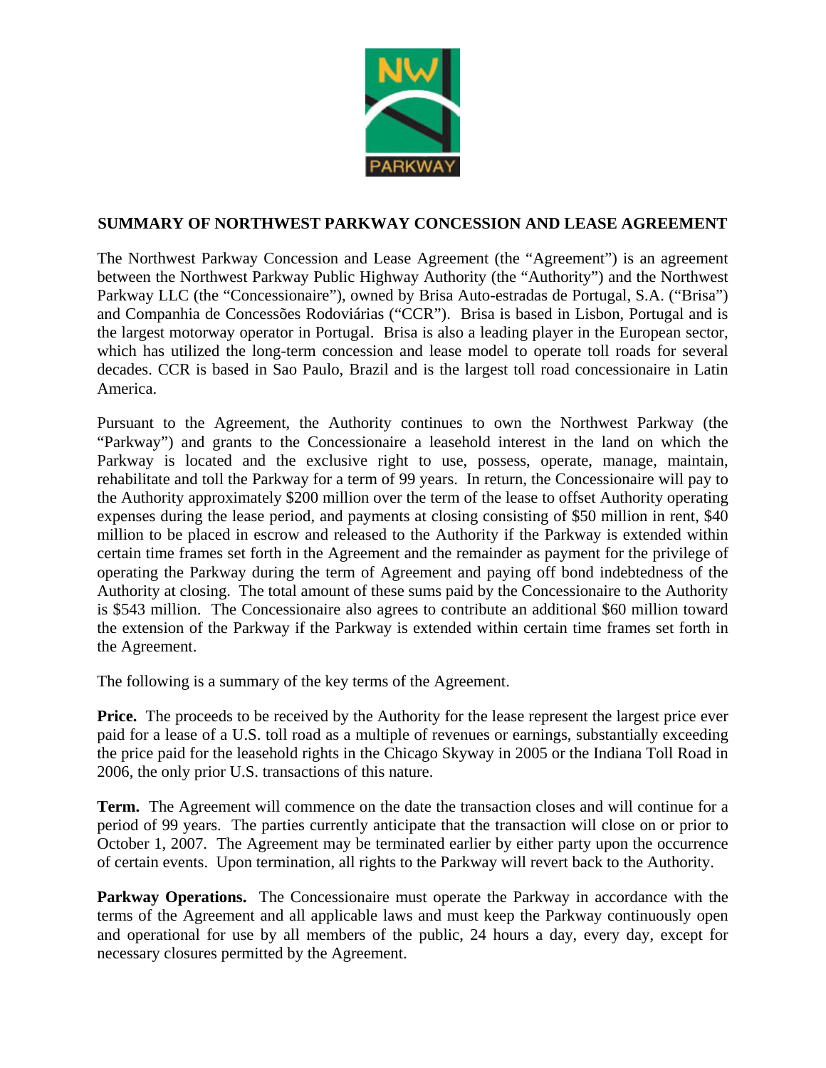## SUMMARY OF NORTHWEST PARKWAY CONCESSION AND LEASE AGREEMENT

The Northwest Parkway Concession and Lease Agreement (the "Agreement") is an agreement between the Northwest Parkway Public Highway Authority (the "Authority") and the Northwest Parkway LLC (the "Concessionaire"), owned by Brisa Auto-estradas de Portugal, S.A. ("Brisa") and Companhia de Concessões Rodoviárias ("CCR"). Brisa is based in Lisbon, Portugal and is the largest motorway operator in Portugal. Brisa is also a leading player in the European sector, which has utilized the long-term concession and lease model to operate toll roads for several decades. CCR is based in Sao Paulo, Brazil and is the largest toll road concessionaire in Latin America.

Pursuant to the Agreement, the Authority continues to own the Northwest Parkway (the "Parkway") and grants to the Concessionaire a leasehold interest in the land on which the Parkway is located and the exclusive right to use, possess, operate, manage, maintain, rehabilitate and toll the Parkway for a term of 99 years. In return, the Concessionaire will pay to the Authority approximately $200 million over the term of the lease to offset Authority operating expenses during the lease period, and payments at closing consisting of $50 million in rent, $40 million to be placed in escrow and released to the Authority if the Parkway is extended within certain time frames set forth in the Agreement and the remainder as payment for the privilege of operating the Parkway during the term of Agreement and paying off bond indebtedness of the Authority at closing. The total amount of these sums paid by the Concessionaire to the Authority is $543 million. The Concessionaire also agrees to contribute an additional $60 million toward the extension of the Parkway if the Parkway is extended within certain time frames set forth in the Agreement.

The following is a summary of the key terms of the Agreement.

**Price.** The proceeds to be received by the Authority for the lease represent the largest price ever paid for a lease of a U.S. toll road as a multiple of revenues or earnings, substantially exceeding the price paid for the leasehold rights in the Chicago Skyway in 2005 or the Indiana Toll Road in 2006, the only prior U.S. transactions of this nature.

**Term.** The Agreement will commence on the date the transaction closes and will continue for a period of 99 years. The parties currently anticipate that the transaction will close on or prior to October 1, 2007. The Agreement may be terminated earlier by either party upon the occurrence of certain events. Upon termination, all rights to the Parkway will revert back to the Authority.

**Parkway Operations.** The Concessionaire must operate the Parkway in accordance with the terms of the Agreement and all applicable laws and must keep the Parkway continuously open and operational for use by all members of the public, 24 hours a day, every day, except for necessary closures permitted by the Agreement.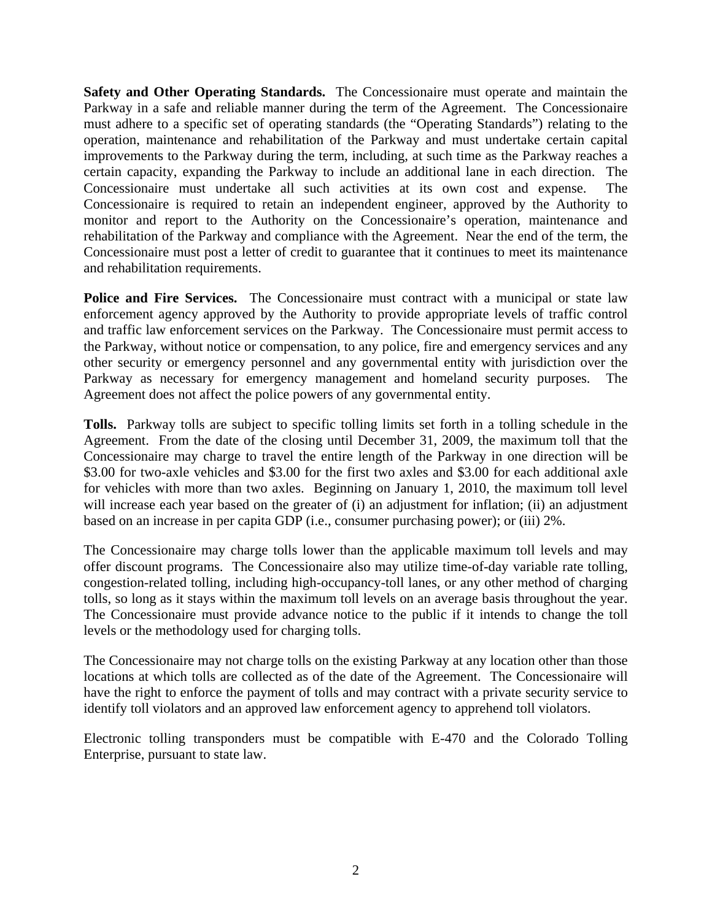**Safety and Other Operating Standards.** The Concessionaire must operate and maintain the Parkway in a safe and reliable manner during the term of the Agreement. The Concessionaire must adhere to a specific set of operating standards (the "Operating Standards") relating to the operation, maintenance and rehabilitation of the Parkway and must undertake certain capital improvements to the Parkway during the term, including, at such time as the Parkway reaches a certain capacity, expanding the Parkway to include an additional lane in each direction. The Concessionaire must undertake all such activities at its own cost and expense. The Concessionaire is required to retain an independent engineer, approved by the Authority to monitor and report to the Authority on the Concessionaire's operation, maintenance and rehabilitation of the Parkway and compliance with the Agreement. Near the end of the term, the Concessionaire must post a letter of credit to guarantee that it continues to meet its maintenance and rehabilitation requirements.

**Police and Fire Services.** The Concessionaire must contract with a municipal or state law enforcement agency approved by the Authority to provide appropriate levels of traffic control and traffic law enforcement services on the Parkway. The Concessionaire must permit access to the Parkway, without notice or compensation, to any police, fire and emergency services and any other security or emergency personnel and any governmental entity with jurisdiction over the Parkway as necessary for emergency management and homeland security purposes. The Agreement does not affect the police powers of any governmental entity.

**Tolls.** Parkway tolls are subject to specific tolling limits set forth in a tolling schedule in the Agreement. From the date of the closing until December 31, 2009, the maximum toll that the Concessionaire may charge to travel the entire length of the Parkway in one direction will be $3.00 for two-axle vehicles and $3.00 for the first two axles and $3.00 for each additional axle for vehicles with more than two axles. Beginning on January 1, 2010, the maximum toll level will increase each year based on the greater of (i) an adjustment for inflation; (ii) an adjustment based on an increase in per capita GDP (i.e., consumer purchasing power); or (iii) 2%.

The Concessionaire may charge tolls lower than the applicable maximum toll levels and may offer discount programs. The Concessionaire also may utilize time-of-day variable rate tolling, congestion-related tolling, including high-occupancy-toll lanes, or any other method of charging tolls, so long as it stays within the maximum toll levels on an average basis throughout the year. The Concessionaire must provide advance notice to the public if it intends to change the toll levels or the methodology used for charging tolls.

The Concessionaire may not charge tolls on the existing Parkway at any location other than those locations at which tolls are collected as of the date of the Agreement. The Concessionaire will have the right to enforce the payment of tolls and may contract with a private security service to identify toll violators and an approved law enforcement agency to apprehend toll violators.

Electronic tolling transponders must be compatible with E-470 and the Colorado Tolling Enterprise, pursuant to state law.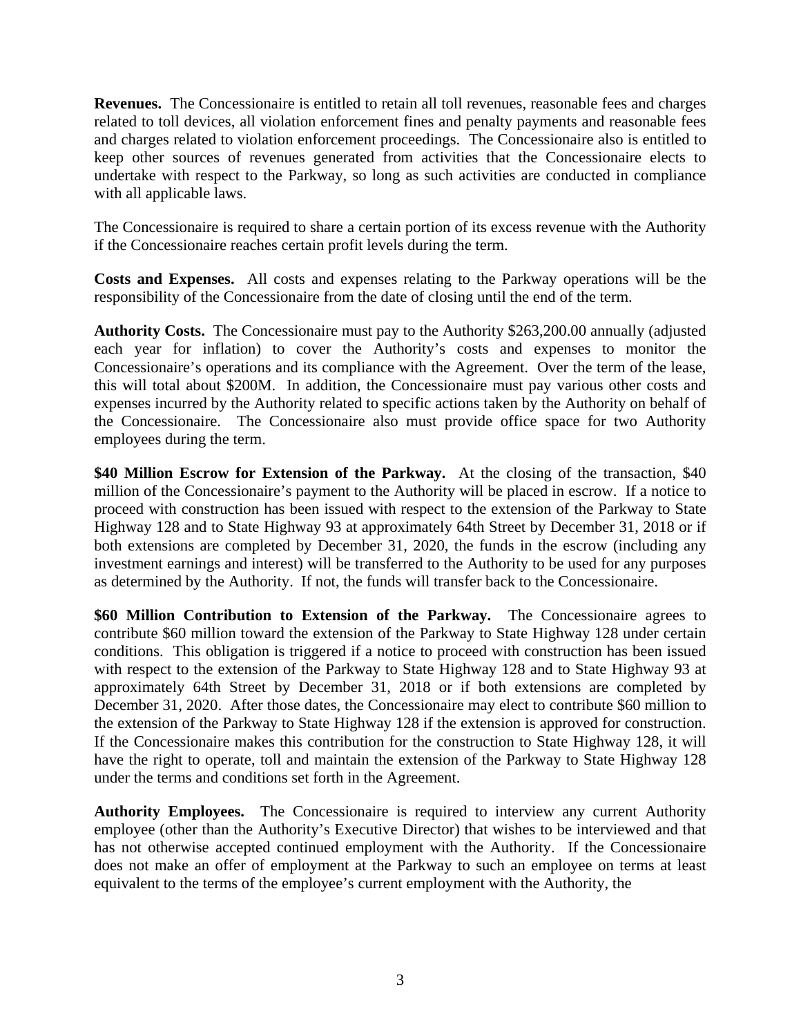**Revenues.** The Concessionaire is entitled to retain all toll revenues, reasonable fees and charges related to toll devices, all violation enforcement fines and penalty payments and reasonable fees and charges related to violation enforcement proceedings. The Concessionaire also is entitled to keep other sources of revenues generated from activities that the Concessionaire elects to undertake with respect to the Parkway, so long as such activities are conducted in compliance with all applicable laws.

The Concessionaire is required to share a certain portion of its excess revenue with the Authority if the Concessionaire reaches certain profit levels during the term.

**Costs and Expenses.** All costs and expenses relating to the Parkway operations will be the responsibility of the Concessionaire from the date of closing until the end of the term.

**Authority Costs.** The Concessionaire must pay to the Authority $263,200.00 annually (adjusted each year for inflation) to cover the Authority's costs and expenses to monitor the Concessionaire's operations and its compliance with the Agreement. Over the term of the lease, this will total about $200M. In addition, the Concessionaire must pay various other costs and expenses incurred by the Authority related to specific actions taken by the Authority on behalf of the Concessionaire. The Concessionaire also must provide office space for two Authority employees during the term.

**$40 Million Escrow for Extension of the Parkway.** At the closing of the transaction, $40 million of the Concessionaire's payment to the Authority will be placed in escrow. If a notice to proceed with construction has been issued with respect to the extension of the Parkway to State Highway 128 and to State Highway 93 at approximately 64th Street by December 31, 2018 or if both extensions are completed by December 31, 2020, the funds in the escrow (including any investment earnings and interest) will be transferred to the Authority to be used for any purposes as determined by the Authority. If not, the funds will transfer back to the Concessionaire.

**$60 Million Contribution to Extension of the Parkway.** The Concessionaire agrees to contribute $60 million toward the extension of the Parkway to State Highway 128 under certain conditions. This obligation is triggered if a notice to proceed with construction has been issued with respect to the extension of the Parkway to State Highway 128 and to State Highway 93 at approximately 64th Street by December 31, 2018 or if both extensions are completed by December 31, 2020. After those dates, the Concessionaire may elect to contribute $60 million to the extension of the Parkway to State Highway 128 if the extension is approved for construction. If the Concessionaire makes this contribution for the construction to State Highway 128, it will have the right to operate, toll and maintain the extension of the Parkway to State Highway 128 under the terms and conditions set forth in the Agreement.

**Authority Employees.** The Concessionaire is required to interview any current Authority employee (other than the Authority's Executive Director) that wishes to be interviewed and that has not otherwise accepted continued employment with the Authority. If the Concessionaire does not make an offer of employment at the Parkway to such an employee on terms at least equivalent to the terms of the employee's current employment with the Authority, the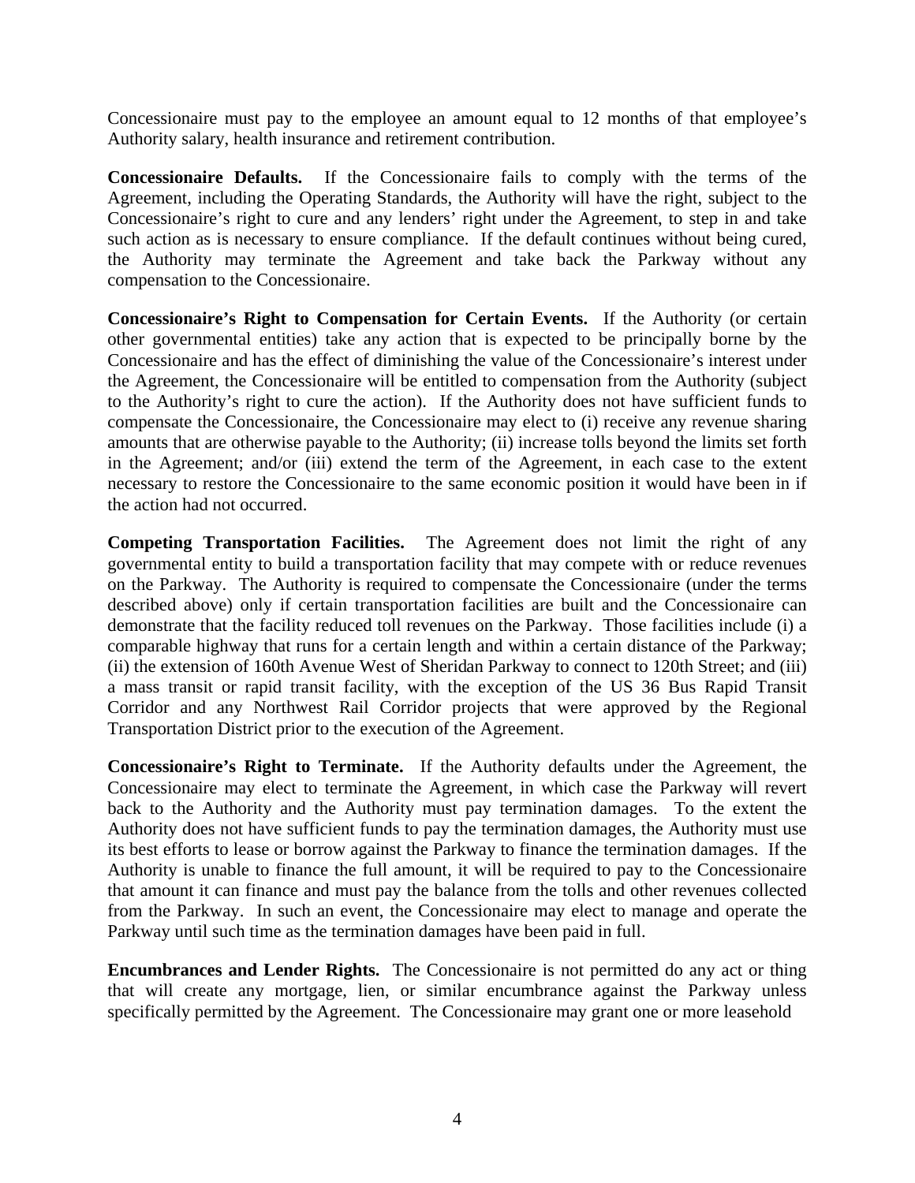Concessionaire must pay to the employee an amount equal to 12 months of that employee's Authority salary, health insurance and retirement contribution.

**Concessionaire Defaults.** If the Concessionaire fails to comply with the terms of the Agreement, including the Operating Standards, the Authority will have the right, subject to the Concessionaire's right to cure and any lenders' right under the Agreement, to step in and take such action as is necessary to ensure compliance. If the default continues without being cured, the Authority may terminate the Agreement and take back the Parkway without any compensation to the Concessionaire.

**Concessionaire's Right to Compensation for Certain Events.** If the Authority (or certain other governmental entities) take any action that is expected to be principally borne by the Concessionaire and has the effect of diminishing the value of the Concessionaire's interest under the Agreement, the Concessionaire will be entitled to compensation from the Authority (subject to the Authority's right to cure the action). If the Authority does not have sufficient funds to compensate the Concessionaire, the Concessionaire may elect to (i) receive any revenue sharing amounts that are otherwise payable to the Authority; (ii) increase tolls beyond the limits set forth in the Agreement; and/or (iii) extend the term of the Agreement, in each case to the extent necessary to restore the Concessionaire to the same economic position it would have been in if the action had not occurred.

**Competing Transportation Facilities.** The Agreement does not limit the right of any governmental entity to build a transportation facility that may compete with or reduce revenues on the Parkway. The Authority is required to compensate the Concessionaire (under the terms described above) only if certain transportation facilities are built and the Concessionaire can demonstrate that the facility reduced toll revenues on the Parkway. Those facilities include (i) a comparable highway that runs for a certain length and within a certain distance of the Parkway; (ii) the extension of 160th Avenue West of Sheridan Parkway to connect to 120th Street; and (iii) a mass transit or rapid transit facility, with the exception of the US 36 Bus Rapid Transit Corridor and any Northwest Rail Corridor projects that were approved by the Regional Transportation District prior to the execution of the Agreement.

**Concessionaire's Right to Terminate.** If the Authority defaults under the Agreement, the Concessionaire may elect to terminate the Agreement, in which case the Parkway will revert back to the Authority and the Authority must pay termination damages. To the extent the Authority does not have sufficient funds to pay the termination damages, the Authority must use its best efforts to lease or borrow against the Parkway to finance the termination damages. If the Authority is unable to finance the full amount, it will be required to pay to the Concessionaire that amount it can finance and must pay the balance from the tolls and other revenues collected from the Parkway. In such an event, the Concessionaire may elect to manage and operate the Parkway until such time as the termination damages have been paid in full.

**Encumbrances and Lender Rights.** The Concessionaire is not permitted do any act or thing that will create any mortgage, lien, or similar encumbrance against the Parkway unless specifically permitted by the Agreement. The Concessionaire may grant one or more leasehold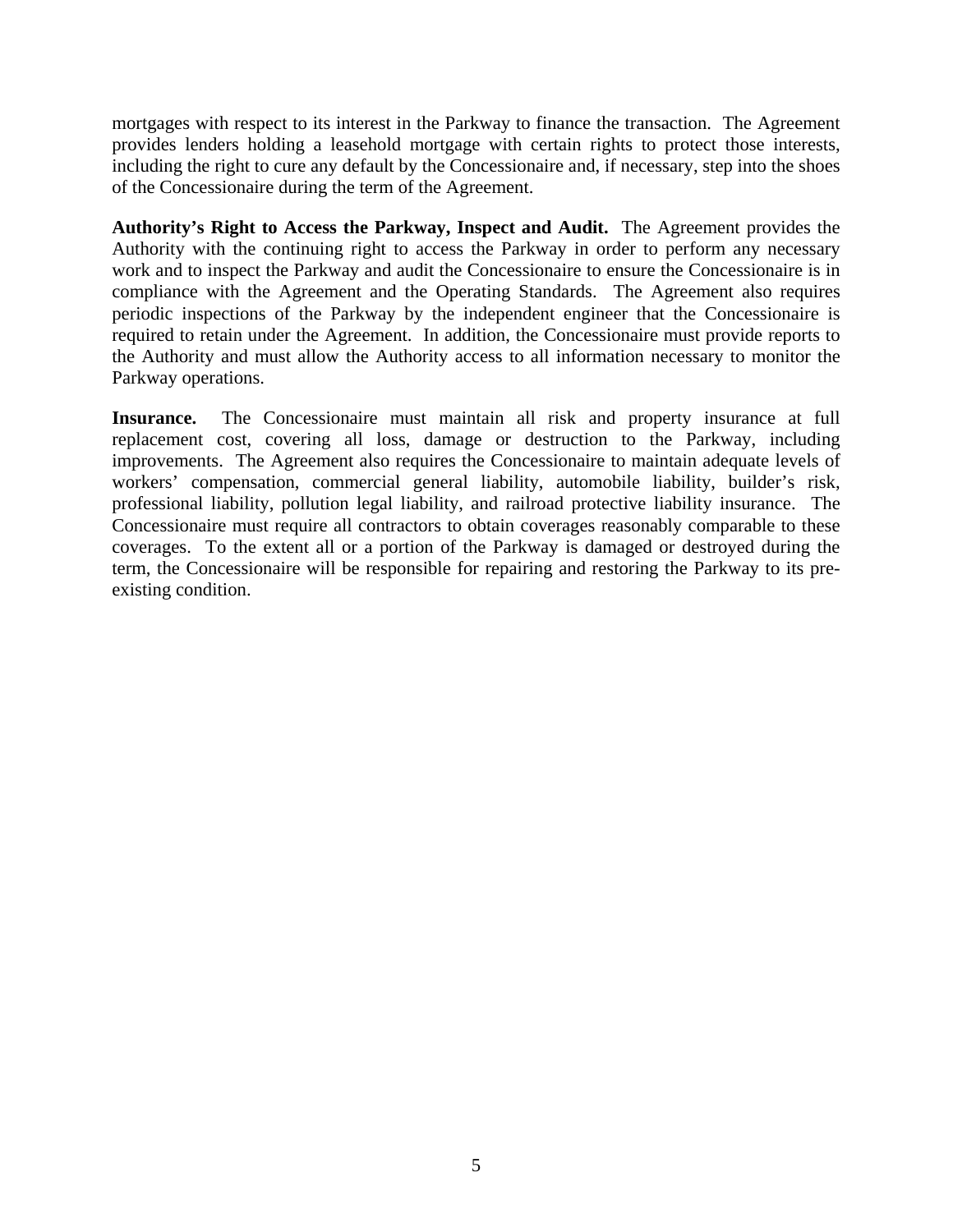mortgages with respect to its interest in the Parkway to finance the transaction. The Agreement provides lenders holding a leasehold mortgage with certain rights to protect those interests, including the right to cure any default by the Concessionaire and, if necessary, step into the shoes of the Concessionaire during the term of the Agreement.

**Authority's Right to Access the Parkway, Inspect and Audit.** The Agreement provides the Authority with the continuing right to access the Parkway in order to perform any necessary work and to inspect the Parkway and audit the Concessionaire to ensure the Concessionaire is in compliance with the Agreement and the Operating Standards. The Agreement also requires periodic inspections of the Parkway by the independent engineer that the Concessionaire is required to retain under the Agreement. In addition, the Concessionaire must provide reports to the Authority and must allow the Authority access to all information necessary to monitor the Parkway operations.

**Insurance.** The Concessionaire must maintain all risk and property insurance at full replacement cost, covering all loss, damage or destruction to the Parkway, including improvements. The Agreement also requires the Concessionaire to maintain adequate levels of workers' compensation, commercial general liability, automobile liability, builder's risk, professional liability, pollution legal liability, and railroad protective liability insurance. The Concessionaire must require all contractors to obtain coverages reasonably comparable to these coverages. To the extent all or a portion of the Parkway is damaged or destroyed during the term, the Concessionaire will be responsible for repairing and restoring the Parkway to its pre-existing condition.